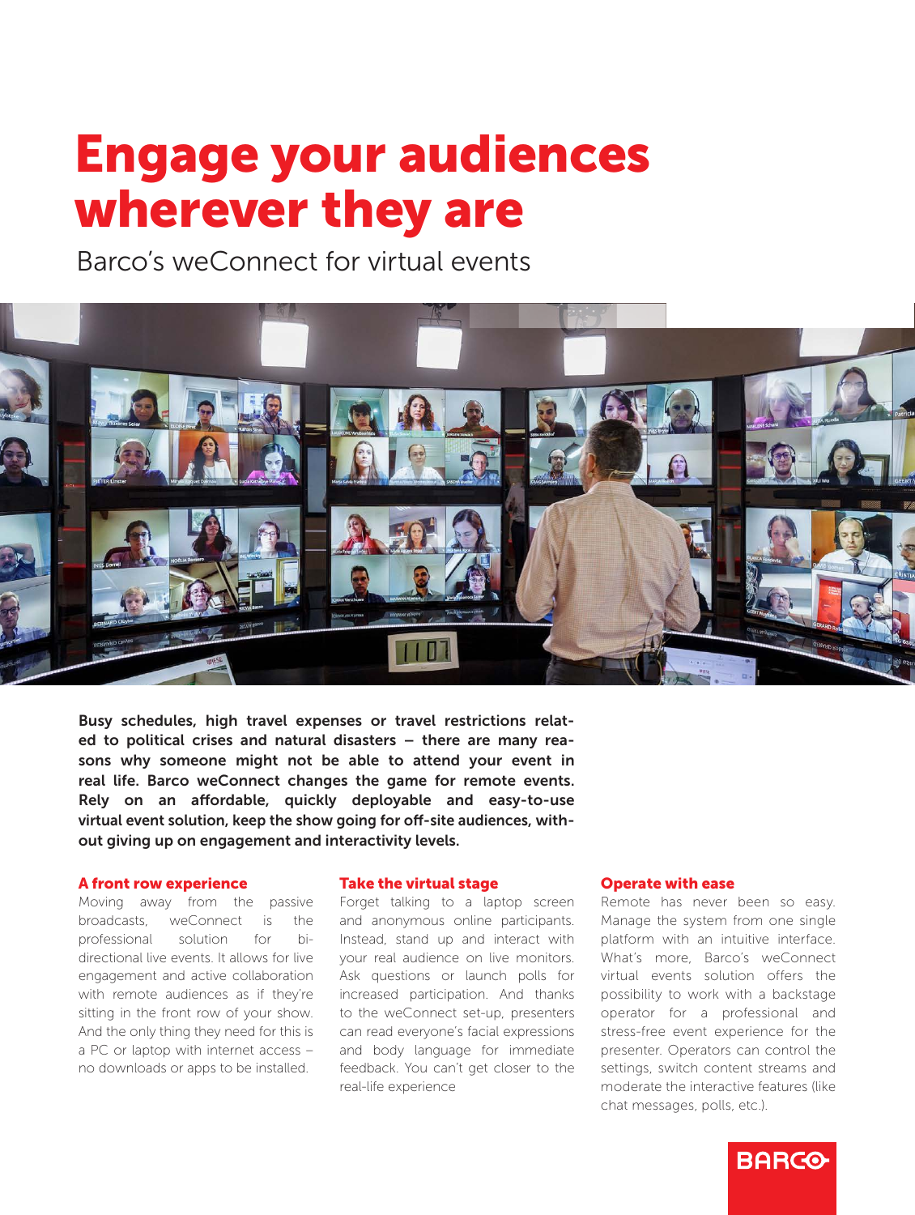# Engage your audiences wherever they are

Barco's weConnect for virtual events

**Busy schedules, high travel expenses or travel restrictions related to political crises and natural disasters – there are many reasons why someone might not be able to attend your event in real life. Barco weConnect changes the game for remote events. Rely on an affordable, quickly deployable and easy-to-use virtual event solution, keep the show going for off-site audiences, without giving up on engagement and interactivity levels.**

### A front row experience

Moving away from the passive broadcasts, weConnect is the professional solution for bi-directional live events. It allows for live engagement and active collaboration with remote audiences as if they're sitting in the front row of your show. And the only thing they need for this is a PC or laptop with internet access – no downloads or apps to be installed.

### Take the virtual stage

Forget talking to a laptop screen and anonymous online participants. Instead, stand up and interact with your real audience on live monitors. Ask questions or launch polls for increased participation. And thanks to the weConnect set-up, presenters can read everyone's facial expressions and body language for immediate feedback. You can't get closer to the real-life experience

### Operate with ease

Remote has never been so easy. Manage the system from one single platform with an intuitive interface. What's more, Barco's weConnect virtual events solution offers the possibility to work with a backstage operator for a professional and stress-free event experience for the presenter. Operators can control the settings, switch content streams and moderate the interactive features (like chat messages, polls, etc.).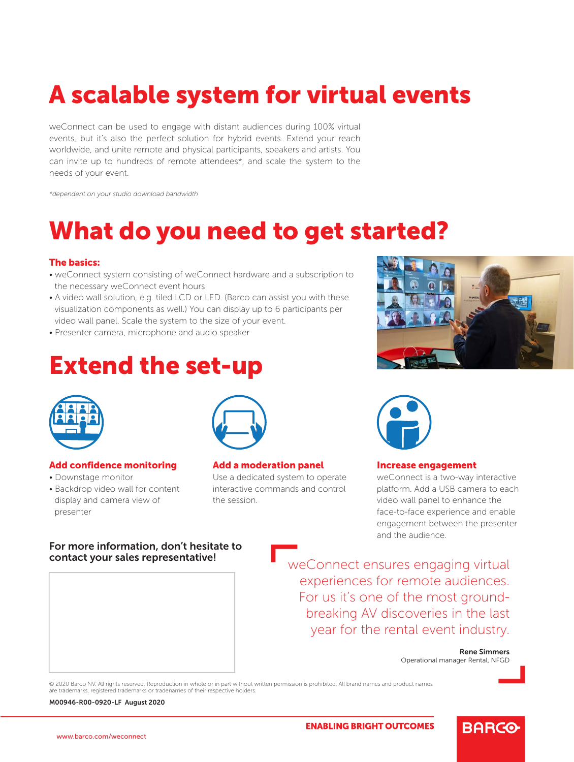# A scalable system for virtual events

weConnect can be used to engage with distant audiences during 100% virtual events, but it's also the perfect solution for hybrid events. Extend your reach worldwide, and unite remote and physical participants, speakers and artists. You can invite up to hundreds of remote attendees*, and scale the system to the needs of your event.

*\*dependent on your studio download bandwidth*

# What do you need to get started?

**The basics:**

- weConnect system consisting of weConnect hardware and a subscription to the necessary weConnect event hours
- A video wall solution, e.g. tiled LCD or LED. (Barco can assist you with these visualization components as well.) You can display up to 6 participants per video wall panel. Scale the system to the size of your event.
- Presenter camera, microphone and audio speaker

# Extend the set-up

### Add confidence monitoring

- Downstage monitor
- Backdrop video wall for content display and camera view of presenter

### Add a moderation panel

Use a dedicated system to operate interactive commands and control the session.

### Increase engagement

weConnect is a two-way interactive platform. Add a USB camera to each video wall panel to enhance the face-to-face experience and enable engagement between the presenter and the audience.

**For more information, don't hesitate to contact your sales representative!**

> weConnect ensures engaging virtual experiences for remote audiences. For us it's one of the most ground-breaking AV discoveries in the last year for the rental event industry.
>
> **Rene Simmers**
> Operational manager Rental, NFGD

© 2020 Barco NV. All rights reserved. Reproduction in whole or in part without written permission is prohibited. All brand names and product names are trademarks, registered trademarks or tradenames of their respective holders.

**M00946-R00-0920-LF August 2020**

www.barco.com/weconnect

**ENABLING BRIGHT OUTCOMES**

BARCO